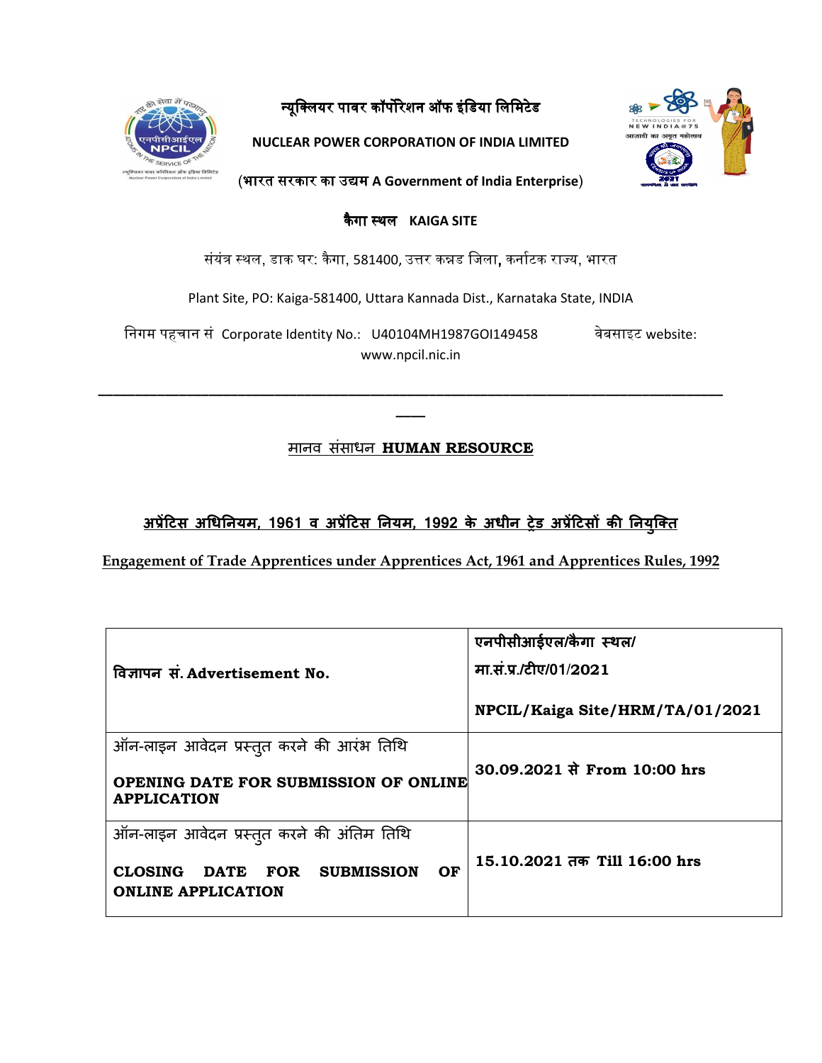# न्यूक्लियर पावर कॉर्पोरेशन ऑफ इंडिया लिमिटेड

**NUCLEAR POWER CORPORATION OF INDIA LIMITED**

(भारत सरकार का उद्यम A Government of India Enterprise)

## कैगा स्थल KAIGA SITE

संयंत्र स्थल, डाक घर: कैगा, 581400, उत्तर कन्नड जिला, कर्नाटक राज्य, भारत

Plant Site, PO: Kaiga-581400, Uttara Kannada Dist., Karnataka State, INDIA

निगम पहचान सं Corporate Identity No.: U40104MH1987GOI149458 वेबसाइट website: www.npcil.nic.in

---

## मानव संसाधन **HUMAN RESOURCE**

### अप्रेंटिस अधिनियम, 1961 व अप्रेंटिस नियम, 1992 के अधीन ट्रेड अप्रेंटिसों की नियुक्ति

### Engagement of Trade Apprentices under Apprentices Act, 1961 and Apprentices Rules, 1992

| विज्ञापन सं. **Advertisement No.** | **एनपीसीआईएल/कैगा स्थल/ मा.सं.प्र./टीए/01/2021** <br> **NPCIL/Kaiga Site/HRM/TA/01/2021** |
|---|---|
| ऑन-लाइन आवेदन प्रस्तुत करने की आरंभ तिथि <br> **OPENING DATE FOR SUBMISSION OF ONLINE APPLICATION** | **30.09.2021 से From 10:00 hrs** |
| ऑन-लाइन आवेदन प्रस्तुत करने की अंतिम तिथि <br> **CLOSING DATE FOR SUBMISSION OF ONLINE APPLICATION** | **15.10.2021 तक Till 16:00 hrs** |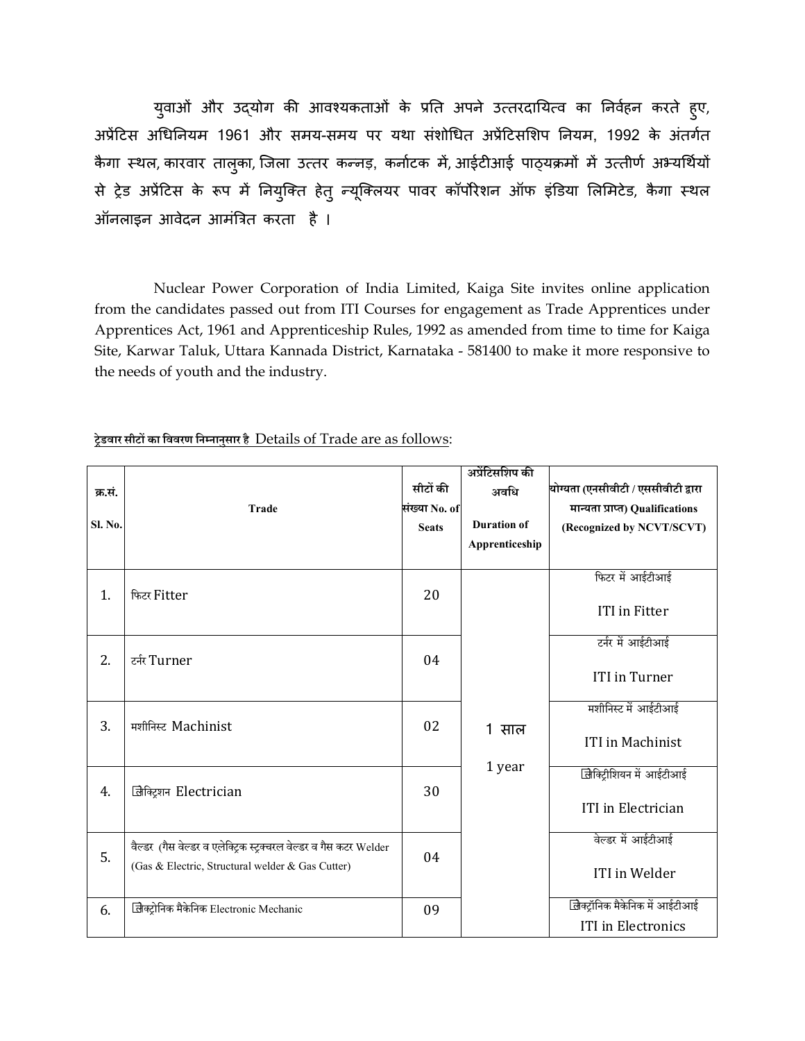युवाओं और उद्योग की आवश्यकताओं के प्रति अपने उत्तरदायित्व का निर्वहन करते हुए, अप्रेंटिस अधिनियम 1961 और समय-समय पर यथा संशोधित अप्रेंटिसशिप नियम, 1992 के अंतर्गत कैगा स्थल, कारवार तालुका, जिला उत्तर कन्नड़, कर्नाटक में, आईटीआई पाठ्यक्रमों में उत्तीर्ण अभ्यर्थियों से ट्रेड अप्रेंटिस के रूप में नियुक्ति हेतु न्यूक्लियर पावर कॉर्पोरेशन ऑफ इंडिया लिमिटेड, कैगा स्थल ऑनलाइन आवेदन आमंत्रित करता है ।

Nuclear Power Corporation of India Limited, Kaiga Site invites online application from the candidates passed out from ITI Courses for engagement as Trade Apprentices under Apprentices Act, 1961 and Apprenticeship Rules, 1992 as amended from time to time for Kaiga Site, Karwar Taluk, Uttara Kannada District, Karnataka - 581400 to make it more responsive to the needs of youth and the industry.

**ट्रेडवार सीटों का विवरण निम्नानुसार है** Details of Trade are as follows:

| क्र.सं. Sl. No. | Trade | सीटों की संख्या No. of Seats | अप्रेंटिसशिप की अवधि Duration of Apprenticeship | योग्यता (एनसीवीटी / एससीवीटी द्वारा मान्यता प्राप्त) Qualifications (Recognized by NCVT/SCVT) |
|---|---|---|---|---|
| 1. | फिटर Fitter | 20 | 1 साल 1 year | फिटर में आईटीआई ITI in Fitter |
| 2. | टर्नर Turner | 04 | | टर्नर में आईटीआई ITI in Turner |
| 3. | मशीनिस्ट Machinist | 02 | | मशीनिस्ट में आईटीआई ITI in Machinist |
| 4. | इलेक्ट्रिशन Electrician | 30 | | इलेक्ट्रीशियन में आईटीआई ITI in Electrician |
| 5. | वैल्डर (गैस वेल्डर व एलेक्ट्रिक स्ट्रक्चरल वेल्डर व गैस कटर Welder (Gas & Electric, Structural welder & Gas Cutter) | 04 | | वेल्डर में आईटीआई ITI in Welder |
| 6. | इलेक्ट्रोनिक मैकेनिक Electronic Mechanic | 09 | | इलेक्ट्रॉनिक मैकेनिक में आईटीआई ITI in Electronics |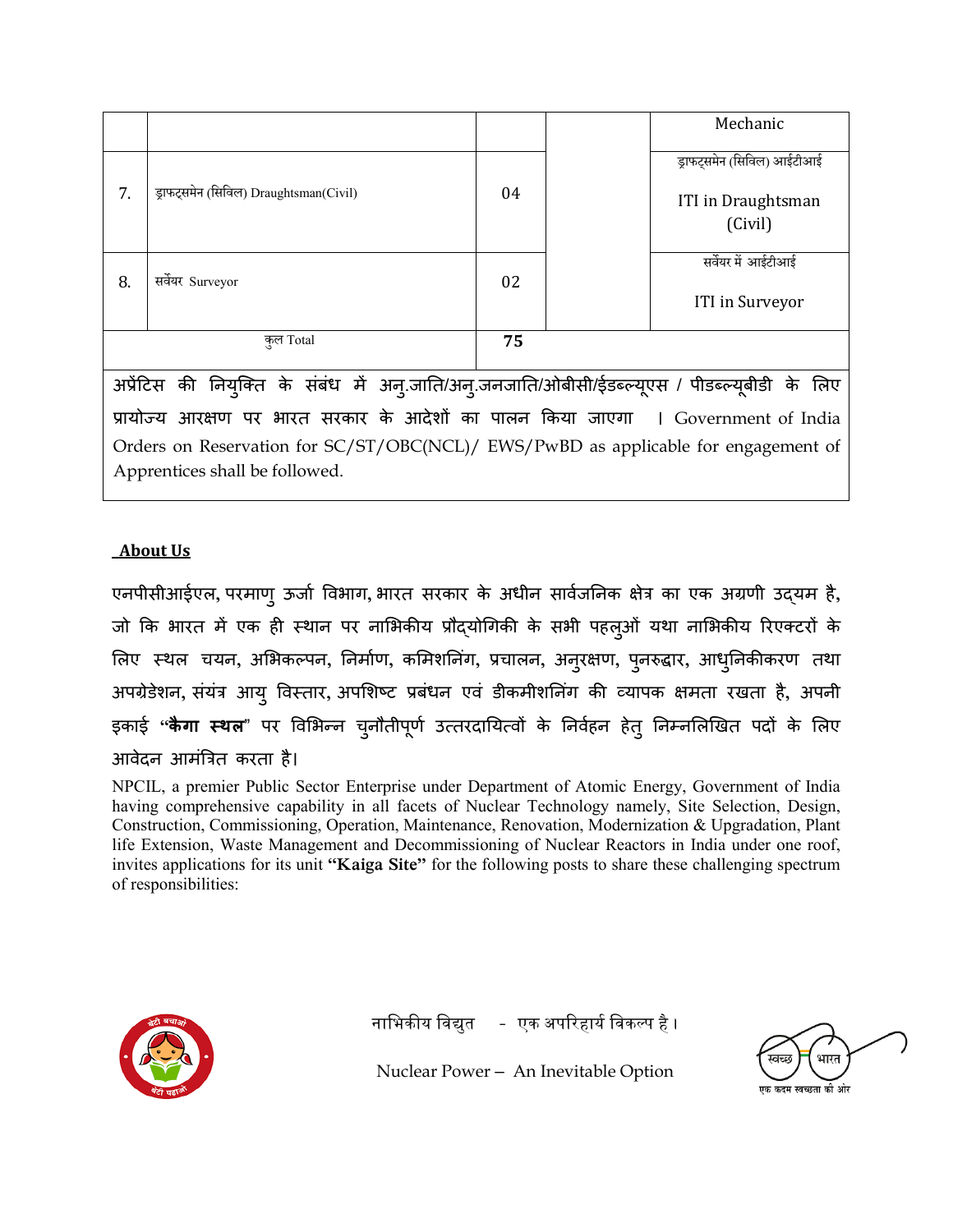| | | | | |
|---|---|---|---|---|
| | | | | Mechanic |
| 7. | ड्राफट्समेन (सिविल) Draughtsman(Civil) | 04 | | ड्राफट्समेन (सिविल) आईटीआई<br><br>ITI in Draughtsman (Civil) |
| 8. | सर्वेयर Surveyor | 02 | | सर्वेयर में आईटीआई<br><br>ITI in Surveyor |
| | कुल Total | 75 | | |

अप्रेंटिस की नियुक्ति के संबंध में अनु.जाति/अनु.जनजाति/ओबीसी/ईडब्ल्यूएस / पीडब्ल्यूबीडी के लिए प्रायोज्य आरक्षण पर भारत सरकार के आदेशों का पालन किया जाएगा । Government of India Orders on Reservation for SC/ST/OBC(NCL)/ EWS/PwBD as applicable for engagement of Apprentices shall be followed.

## About Us

एनपीसीआईएल, परमाणु ऊर्जा विभाग, भारत सरकार के अधीन सार्वजनिक क्षेत्र का एक अग्रणी उद्यम है, जो कि भारत में एक ही स्थान पर नाभिकीय प्रौद्योगिकी के सभी पहलुओं यथा नाभिकीय रिएक्टरों के लिए स्थल चयन, अभिकल्पन, निर्माण, कमिशनिंग, प्रचालन, अनुरक्षण, पुनरुद्धार, आधुनिकीकरण तथा अपग्रेडेशन, संयंत्र आयु विस्तार, अपशिष्ट प्रबंधन एवं डीकमीशनिंग की व्यापक क्षमता रखता है, अपनी इकाई **"कैगा स्थल"** पर विभिन्न चुनौतीपूर्ण उत्तरदायित्वों के निर्वहन हेतु निम्नलिखित पदों के लिए आवेदन आमंत्रित करता है।

NPCIL, a premier Public Sector Enterprise under Department of Atomic Energy, Government of India having comprehensive capability in all facets of Nuclear Technology namely, Site Selection, Design, Construction, Commissioning, Operation, Maintenance, Renovation, Modernization & Upgradation, Plant life Extension, Waste Management and Decommissioning of Nuclear Reactors in India under one roof, invites applications for its unit **"Kaiga Site"** for the following posts to share these challenging spectrum of responsibilities: